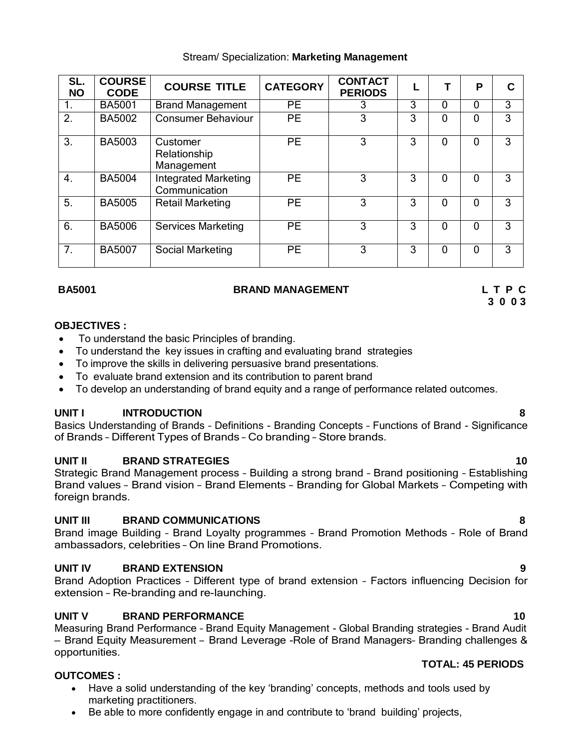Stream/ Specialization: **Marketing Management**

| SL. NO | COURSE CODE | COURSE TITLE | CATEGORY | CONTACT PERIODS | L | T | P | C |
|---|---|---|---|---|---|---|---|---|
| 1. | BA5001 | Brand Management | PE | 3 | 3 | 0 | 0 | 3 |
| 2. | BA5002 | Consumer Behaviour | PE | 3 | 3 | 0 | 0 | 3 |
| 3. | BA5003 | Customer Relationship Management | PE | 3 | 3 | 0 | 0 | 3 |
| 4. | BA5004 | Integrated Marketing Communication | PE | 3 | 3 | 0 | 0 | 3 |
| 5. | BA5005 | Retail Marketing | PE | 3 | 3 | 0 | 0 | 3 |
| 6. | BA5006 | Services Marketing | PE | 3 | 3 | 0 | 0 | 3 |
| 7. | BA5007 | Social Marketing | PE | 3 | 3 | 0 | 0 | 3 |

**BA5001 BRAND MANAGEMENT** **L T P C**
**3 0 0 3**

**OBJECTIVES :**

- To understand the basic Principles of branding.
- To understand the key issues in crafting and evaluating brand strategies
- To improve the skills in delivering persuasive brand presentations.
- To evaluate brand extension and its contribution to parent brand
- To develop an understanding of brand equity and a range of performance related outcomes.

**UNIT I INTRODUCTION 8**

Basics Understanding of Brands – Definitions - Branding Concepts – Functions of Brand - Significance of Brands – Different Types of Brands – Co branding – Store brands.

**UNIT II BRAND STRATEGIES 10**

Strategic Brand Management process – Building a strong brand – Brand positioning – Establishing Brand values – Brand vision – Brand Elements – Branding for Global Markets – Competing with foreign brands.

**UNIT III BRAND COMMUNICATIONS 8**

Brand image Building – Brand Loyalty programmes – Brand Promotion Methods – Role of Brand ambassadors, celebrities – On line Brand Promotions.

**UNIT IV BRAND EXTENSION 9**

Brand Adoption Practices – Different type of brand extension – Factors influencing Decision for extension – Re-branding and re-launching.

**UNIT V BRAND PERFORMANCE 10**

Measuring Brand Performance – Brand Equity Management - Global Branding strategies - Brand Audit – Brand Equity Measurement – Brand Leverage -Role of Brand Managers– Branding challenges & opportunities.

**TOTAL: 45 PERIODS**

**OUTCOMES :**

- Have a solid understanding of the key 'branding' concepts, methods and tools used by marketing practitioners.
- Be able to more confidently engage in and contribute to 'brand building' projects,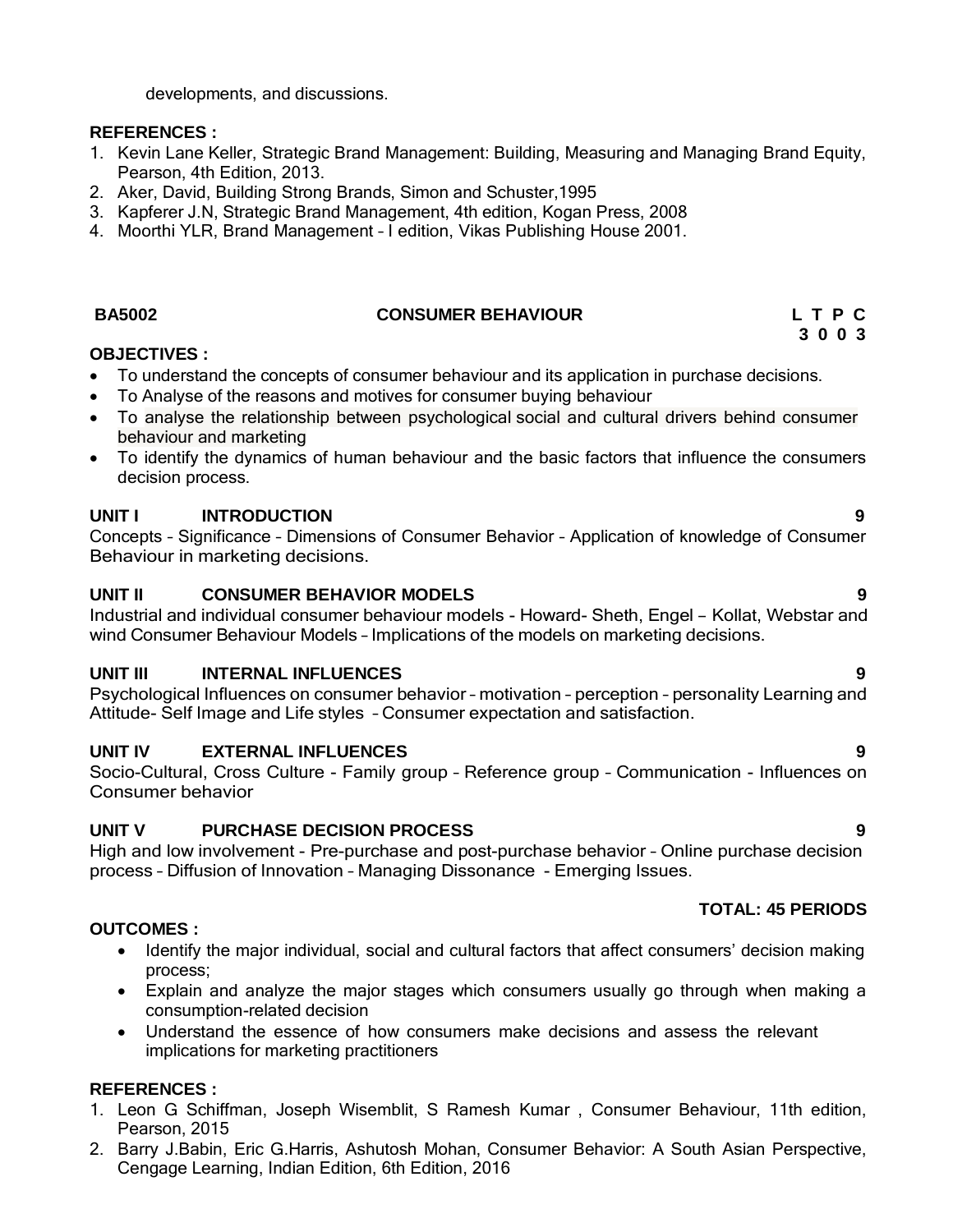developments, and discussions.

**REFERENCES :**

1. Kevin Lane Keller, Strategic Brand Management: Building, Measuring and Managing Brand Equity, Pearson, 4th Edition, 2013.
2. Aker, David, Building Strong Brands, Simon and Schuster,1995
3. Kapferer J.N, Strategic Brand Management, 4th edition, Kogan Press, 2008
4. Moorthi YLR, Brand Management – I edition, Vikas Publishing House 2001.

## BA5002 CONSUMER BEHAVIOUR

**L T P C**
**3 0 0 3**

**OBJECTIVES :**

- To understand the concepts of consumer behaviour and its application in purchase decisions.
- To Analyse of the reasons and motives for consumer buying behaviour
- To analyse the relationship between psychological social and cultural drivers behind consumer behaviour and marketing
- To identify the dynamics of human behaviour and the basic factors that influence the consumers decision process.

### UNIT I INTRODUCTION 9

Concepts – Significance – Dimensions of Consumer Behavior – Application of knowledge of Consumer Behaviour in marketing decisions.

### UNIT II CONSUMER BEHAVIOR MODELS 9

Industrial and individual consumer behaviour models - Howard- Sheth, Engel – Kollat, Webstar and wind Consumer Behaviour Models – Implications of the models on marketing decisions.

### UNIT III INTERNAL INFLUENCES 9

Psychological Influences on consumer behavior – motivation – perception – personality Learning and Attitude- Self Image and Life styles – Consumer expectation and satisfaction.

### UNIT IV EXTERNAL INFLUENCES 9

Socio-Cultural, Cross Culture - Family group – Reference group – Communication - Influences on Consumer behavior

### UNIT V PURCHASE DECISION PROCESS 9

High and low involvement - Pre-purchase and post-purchase behavior – Online purchase decision process – Diffusion of Innovation – Managing Dissonance - Emerging Issues.

**TOTAL: 45 PERIODS**

**OUTCOMES :**

- Identify the major individual, social and cultural factors that affect consumers' decision making process;
- Explain and analyze the major stages which consumers usually go through when making a consumption-related decision
- Understand the essence of how consumers make decisions and assess the relevant implications for marketing practitioners

**REFERENCES :**

1. Leon G Schiffman, Joseph Wisemblit, S Ramesh Kumar , Consumer Behaviour, 11th edition, Pearson, 2015
2. Barry J.Babin, Eric G.Harris, Ashutosh Mohan, Consumer Behavior: A South Asian Perspective, Cengage Learning, Indian Edition, 6th Edition, 2016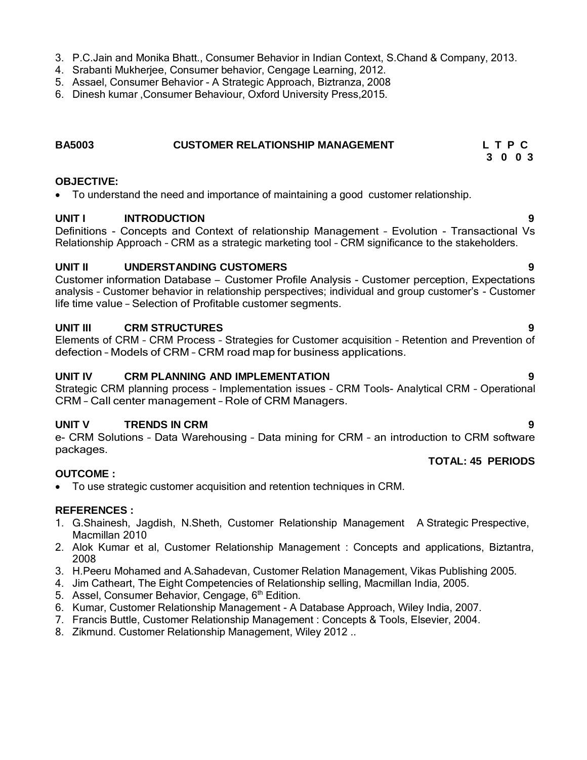3. P.C.Jain and Monika Bhatt., Consumer Behavior in Indian Context, S.Chand & Company, 2013.
4. Srabanti Mukherjee, Consumer behavior, Cengage Learning, 2012.
5. Assael, Consumer Behavior - A Strategic Approach, Biztranza, 2008
6. Dinesh kumar ,Consumer Behaviour, Oxford University Press,2015.

## BA5003 CUSTOMER RELATIONSHIP MANAGEMENT

| L | T | P | C |
|---|---|---|---|
| 3 | 0 | 0 | 3 |

**OBJECTIVE:**

- To understand the need and importance of maintaining a good customer relationship.

**UNIT I INTRODUCTION** **9**

Definitions - Concepts and Context of relationship Management – Evolution - Transactional Vs Relationship Approach – CRM as a strategic marketing tool – CRM significance to the stakeholders.

**UNIT II UNDERSTANDING CUSTOMERS** **9**

Customer information Database – Customer Profile Analysis - Customer perception, Expectations analysis – Customer behavior in relationship perspectives; individual and group customer's - Customer life time value – Selection of Profitable customer segments.

**UNIT III CRM STRUCTURES** **9**

Elements of CRM – CRM Process – Strategies for Customer acquisition – Retention and Prevention of defection – Models of CRM – CRM road map for business applications.

**UNIT IV CRM PLANNING AND IMPLEMENTATION** **9**

Strategic CRM planning process – Implementation issues – CRM Tools- Analytical CRM – Operational CRM – Call center management – Role of CRM Managers.

**UNIT V TRENDS IN CRM** **9**

e- CRM Solutions – Data Warehousing – Data mining for CRM – an introduction to CRM software packages.

**TOTAL: 45 PERIODS**

**OUTCOME :**

- To use strategic customer acquisition and retention techniques in CRM.

**REFERENCES :**

1. G.Shainesh, Jagdish, N.Sheth, Customer Relationship Management A Strategic Prespective, Macmillan 2010
2. Alok Kumar et al, Customer Relationship Management : Concepts and applications, Biztantra, 2008
3. H.Peeru Mohamed and A.Sahadevan, Customer Relation Management, Vikas Publishing 2005.
4. Jim Catheart, The Eight Competencies of Relationship selling, Macmillan India, 2005.
5. Assel, Consumer Behavior, Cengage, 6th Edition.
6. Kumar, Customer Relationship Management - A Database Approach, Wiley India, 2007.
7. Francis Buttle, Customer Relationship Management : Concepts & Tools, Elsevier, 2004.
8. Zikmund. Customer Relationship Management, Wiley 2012 ..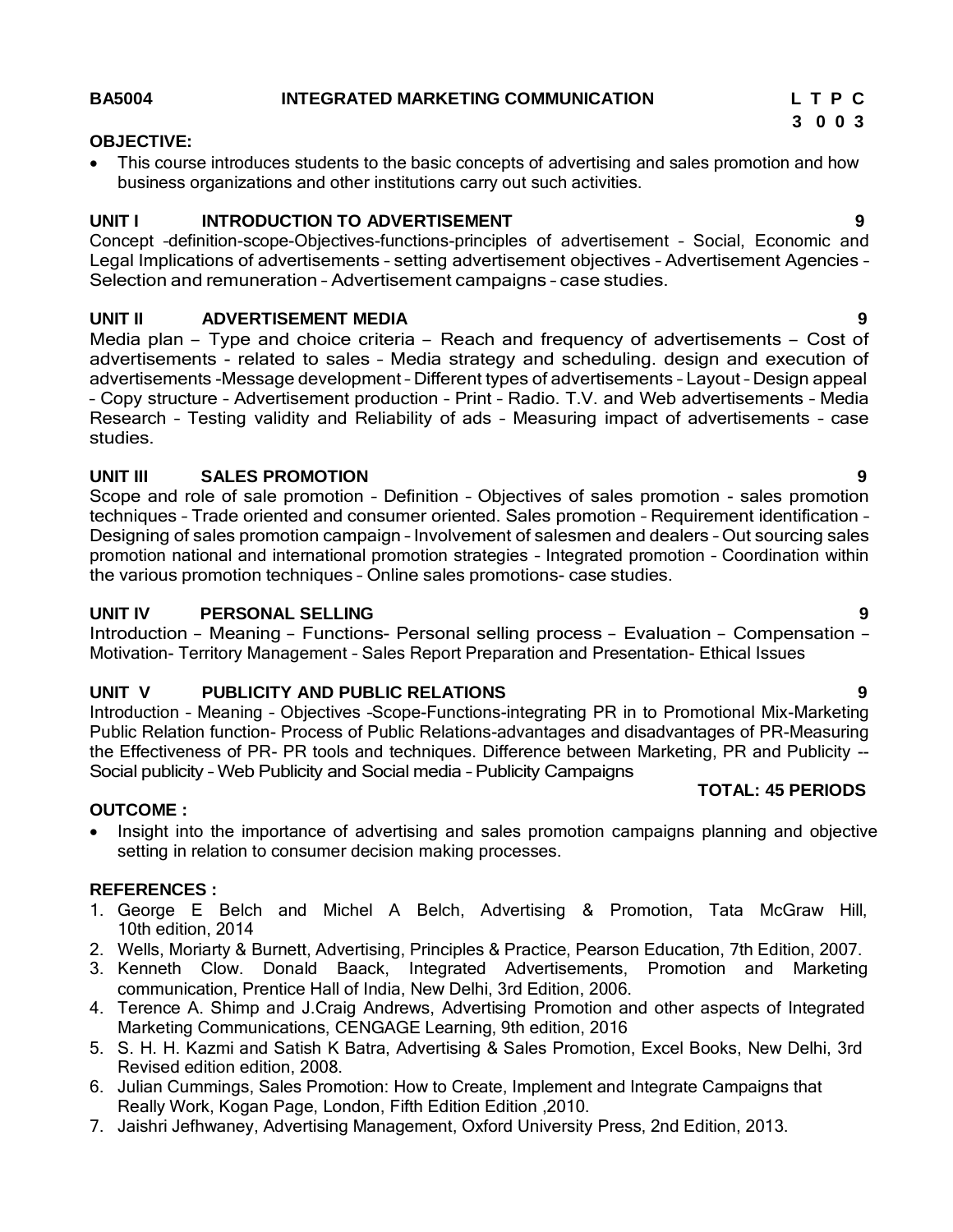**BA5004 INTEGRATED MARKETING COMMUNICATION**

| L | T | P | C |
|---|---|---|---|
| 3 | 0 | 0 | 3 |

**OBJECTIVE:**

- This course introduces students to the basic concepts of advertising and sales promotion and how business organizations and other institutions carry out such activities.

**UNIT I INTRODUCTION TO ADVERTISEMENT** **9**

Concept –definition-scope-Objectives-functions-principles of advertisement – Social, Economic and Legal Implications of advertisements – setting advertisement objectives – Advertisement Agencies – Selection and remuneration – Advertisement campaigns – case studies.

**UNIT II ADVERTISEMENT MEDIA** **9**

Media plan – Type and choice criteria – Reach and frequency of advertisements – Cost of advertisements - related to sales – Media strategy and scheduling. design and execution of advertisements -Message development – Different types of advertisements – Layout – Design appeal – Copy structure – Advertisement production – Print – Radio. T.V. and Web advertisements – Media Research – Testing validity and Reliability of ads – Measuring impact of advertisements – case studies.

**UNIT III SALES PROMOTION** **9**

Scope and role of sale promotion – Definition – Objectives of sales promotion - sales promotion techniques – Trade oriented and consumer oriented. Sales promotion – Requirement identification – Designing of sales promotion campaign – Involvement of salesmen and dealers – Out sourcing sales promotion national and international promotion strategies – Integrated promotion – Coordination within the various promotion techniques – Online sales promotions- case studies.

**UNIT IV PERSONAL SELLING** **9**

Introduction – Meaning – Functions- Personal selling process – Evaluation – Compensation – Motivation- Territory Management – Sales Report Preparation and Presentation- Ethical Issues

**UNIT V PUBLICITY AND PUBLIC RELATIONS** **9**

Introduction – Meaning – Objectives -Scope-Functions-integrating PR in to Promotional Mix-Marketing Public Relation function- Process of Public Relations-advantages and disadvantages of PR-Measuring the Effectiveness of PR- PR tools and techniques. Difference between Marketing, PR and Publicity -- Social publicity – Web Publicity and Social media – Publicity Campaigns

**TOTAL: 45 PERIODS**

**OUTCOME :**

- Insight into the importance of advertising and sales promotion campaigns planning and objective setting in relation to consumer decision making processes.

**REFERENCES :**

1. George E Belch and Michel A Belch, Advertising & Promotion, Tata McGraw Hill, 10th edition, 2014
2. Wells, Moriarty & Burnett, Advertising, Principles & Practice, Pearson Education, 7th Edition, 2007.
3. Kenneth Clow. Donald Baack, Integrated Advertisements, Promotion and Marketing communication, Prentice Hall of India, New Delhi, 3rd Edition, 2006.
4. Terence A. Shimp and J.Craig Andrews, Advertising Promotion and other aspects of Integrated Marketing Communications, CENGAGE Learning, 9th edition, 2016
5. S. H. H. Kazmi and Satish K Batra, Advertising & Sales Promotion, Excel Books, New Delhi, 3rd Revised edition edition, 2008.
6. Julian Cummings, Sales Promotion: How to Create, Implement and Integrate Campaigns that Really Work, Kogan Page, London, Fifth Edition Edition ,2010.
7. Jaishri Jefhwaney, Advertising Management, Oxford University Press, 2nd Edition, 2013.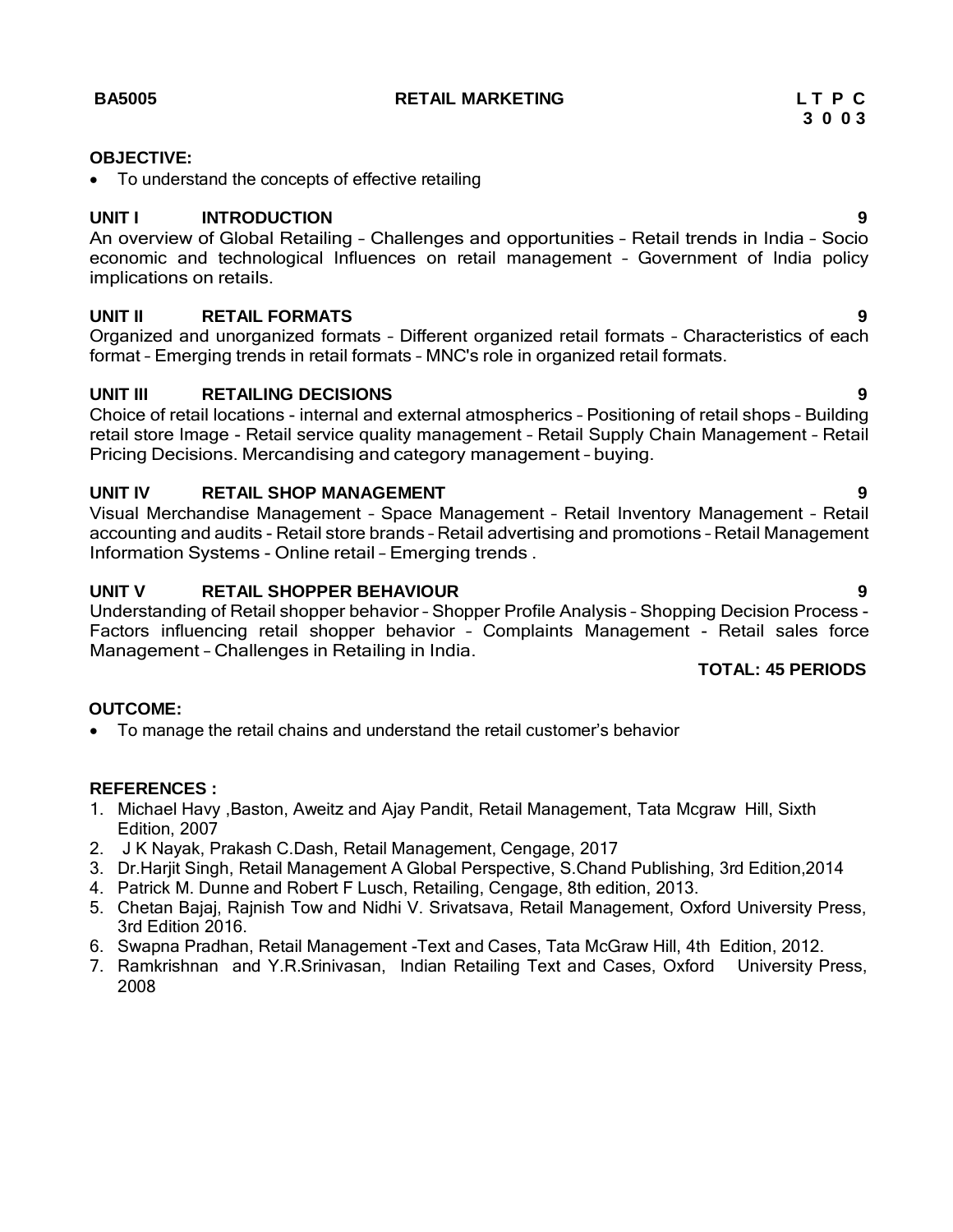**BA5005 RETAIL MARKETING L T P C**
**3 0 0 3**

**OBJECTIVE:**

- To understand the concepts of effective retailing

**UNIT I INTRODUCTION 9**

An overview of Global Retailing – Challenges and opportunities – Retail trends in India – Socio economic and technological Influences on retail management – Government of India policy implications on retails.

**UNIT II RETAIL FORMATS 9**

Organized and unorganized formats – Different organized retail formats – Characteristics of each format – Emerging trends in retail formats – MNC's role in organized retail formats.

**UNIT III RETAILING DECISIONS 9**

Choice of retail locations - internal and external atmospherics – Positioning of retail shops – Building retail store Image - Retail service quality management – Retail Supply Chain Management – Retail Pricing Decisions. Mercandising and category management – buying.

**UNIT IV RETAIL SHOP MANAGEMENT 9**

Visual Merchandise Management – Space Management – Retail Inventory Management – Retail accounting and audits - Retail store brands – Retail advertising and promotions – Retail Management Information Systems - Online retail – Emerging trends .

**UNIT V RETAIL SHOPPER BEHAVIOUR 9**

Understanding of Retail shopper behavior – Shopper Profile Analysis – Shopping Decision Process - Factors influencing retail shopper behavior – Complaints Management - Retail sales force Management – Challenges in Retailing in India.

**TOTAL: 45 PERIODS**

**OUTCOME:**

- To manage the retail chains and understand the retail customer's behavior

**REFERENCES :**

1. Michael Havy ,Baston, Aweitz and Ajay Pandit, Retail Management, Tata Mcgraw Hill, Sixth Edition, 2007
2. J K Nayak, Prakash C.Dash, Retail Management, Cengage, 2017
3. Dr.Harjit Singh, Retail Management A Global Perspective, S.Chand Publishing, 3rd Edition,2014
4. Patrick M. Dunne and Robert F Lusch, Retailing, Cengage, 8th edition, 2013.
5. Chetan Bajaj, Rajnish Tow and Nidhi V. Srivatsava, Retail Management, Oxford University Press, 3rd Edition 2016.
6. Swapna Pradhan, Retail Management -Text and Cases, Tata McGraw Hill, 4th Edition, 2012.
7. Ramkrishnan and Y.R.Srinivasan, Indian Retailing Text and Cases, Oxford University Press, 2008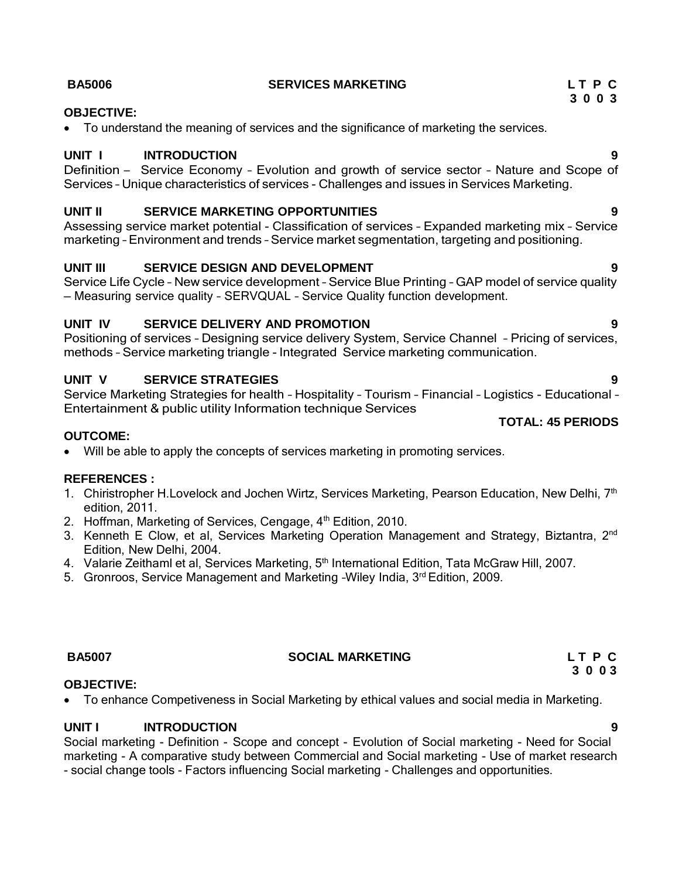**BA5006** **SERVICES MARKETING** **L T P C**
**3 0 0 3**

**OBJECTIVE:**

- To understand the meaning of services and the significance of marketing the services.

**UNIT I INTRODUCTION 9**

Definition – Service Economy – Evolution and growth of service sector – Nature and Scope of Services – Unique characteristics of services - Challenges and issues in Services Marketing.

**UNIT II SERVICE MARKETING OPPORTUNITIES 9**

Assessing service market potential - Classification of services – Expanded marketing mix – Service marketing – Environment and trends – Service market segmentation, targeting and positioning.

**UNIT III SERVICE DESIGN AND DEVELOPMENT 9**

Service Life Cycle – New service development – Service Blue Printing – GAP model of service quality – Measuring service quality – SERVQUAL – Service Quality function development.

**UNIT IV SERVICE DELIVERY AND PROMOTION 9**

Positioning of services – Designing service delivery System, Service Channel – Pricing of services, methods – Service marketing triangle - Integrated Service marketing communication.

**UNIT V SERVICE STRATEGIES 9**

Service Marketing Strategies for health – Hospitality – Tourism – Financial – Logistics - Educational – Entertainment & public utility Information technique Services

**TOTAL: 45 PERIODS**

**OUTCOME:**

- Will be able to apply the concepts of services marketing in promoting services.

**REFERENCES :**

1. Chiristropher H.Lovelock and Jochen Wirtz, Services Marketing, Pearson Education, New Delhi, 7th edition, 2011.
2. Hoffman, Marketing of Services, Cengage, 4th Edition, 2010.
3. Kenneth E Clow, et al, Services Marketing Operation Management and Strategy, Biztantra, 2nd Edition, New Delhi, 2004.
4. Valarie Zeithaml et al, Services Marketing, 5th International Edition, Tata McGraw Hill, 2007.
5. Gronroos, Service Management and Marketing -Wiley India, 3rd Edition, 2009.

**BA5007** **SOCIAL MARKETING** **L T P C**
**3 0 0 3**

**OBJECTIVE:**

- To enhance Competiveness in Social Marketing by ethical values and social media in Marketing.

**UNIT I INTRODUCTION 9**

Social marketing - Definition - Scope and concept - Evolution of Social marketing - Need for Social marketing - A comparative study between Commercial and Social marketing - Use of market research - social change tools - Factors influencing Social marketing - Challenges and opportunities.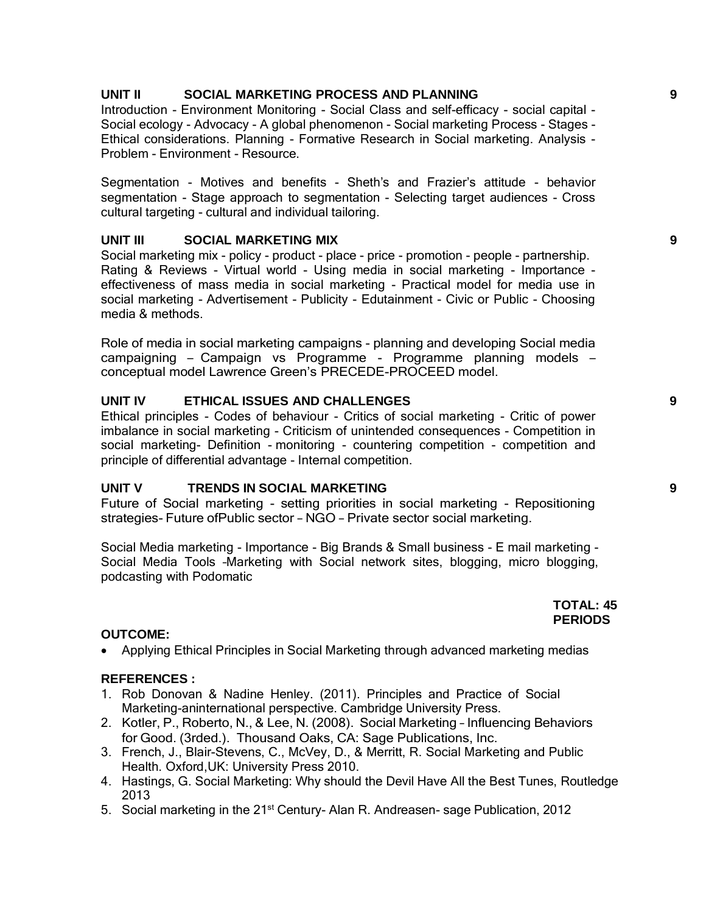**UNIT II SOCIAL MARKETING PROCESS AND PLANNING** **9**

Introduction - Environment Monitoring - Social Class and self-efficacy - social capital - Social ecology - Advocacy - A global phenomenon - Social marketing Process - Stages - Ethical considerations. Planning - Formative Research in Social marketing. Analysis - Problem – Environment - Resource.

Segmentation - Motives and benefits - Sheth's and Frazier's attitude - behavior segmentation - Stage approach to segmentation - Selecting target audiences - Cross cultural targeting - cultural and individual tailoring.

**UNIT III SOCIAL MARKETING MIX** **9**

Social marketing mix - policy - product - place - price - promotion - people - partnership. Rating & Reviews - Virtual world - Using media in social marketing - Importance - effectiveness of mass media in social marketing - Practical model for media use in social marketing - Advertisement - Publicity - Edutainment - Civic or Public - Choosing media & methods.

Role of media in social marketing campaigns - planning and developing Social media campaigning – Campaign vs Programme - Programme planning models – conceptual model Lawrence Green's PRECEDE-PROCEED model.

**UNIT IV ETHICAL ISSUES AND CHALLENGES** **9**

Ethical principles - Codes of behaviour - Critics of social marketing - Critic of power imbalance in social marketing - Criticism of unintended consequences - Competition in social marketing- Definition - monitoring - countering competition - competition and principle of differential advantage - Internal competition.

**UNIT V TRENDS IN SOCIAL MARKETING** **9**

Future of Social marketing - setting priorities in social marketing - Repositioning strategies- Future ofPublic sector – NGO – Private sector social marketing.

Social Media marketing - Importance - Big Brands & Small business - E mail marketing - Social Media Tools -Marketing with Social network sites, blogging, micro blogging, podcasting with Podomatic

**TOTAL: 45 PERIODS**

**OUTCOME:**

- Applying Ethical Principles in Social Marketing through advanced marketing medias

**REFERENCES :**

1. Rob Donovan & Nadine Henley. (2011). Principles and Practice of Social Marketing-aninternational perspective. Cambridge University Press.
2. Kotler, P., Roberto, N., & Lee, N. (2008). Social Marketing – Influencing Behaviors for Good. (3rded.). Thousand Oaks, CA: Sage Publications, Inc.
3. French, J., Blair-Stevens, C., McVey, D., & Merritt, R. Social Marketing and Public Health. Oxford,UK: University Press 2010.
4. Hastings, G. Social Marketing: Why should the Devil Have All the Best Tunes, Routledge 2013
5. Social marketing in the 21st Century- Alan R. Andreasen- sage Publication, 2012